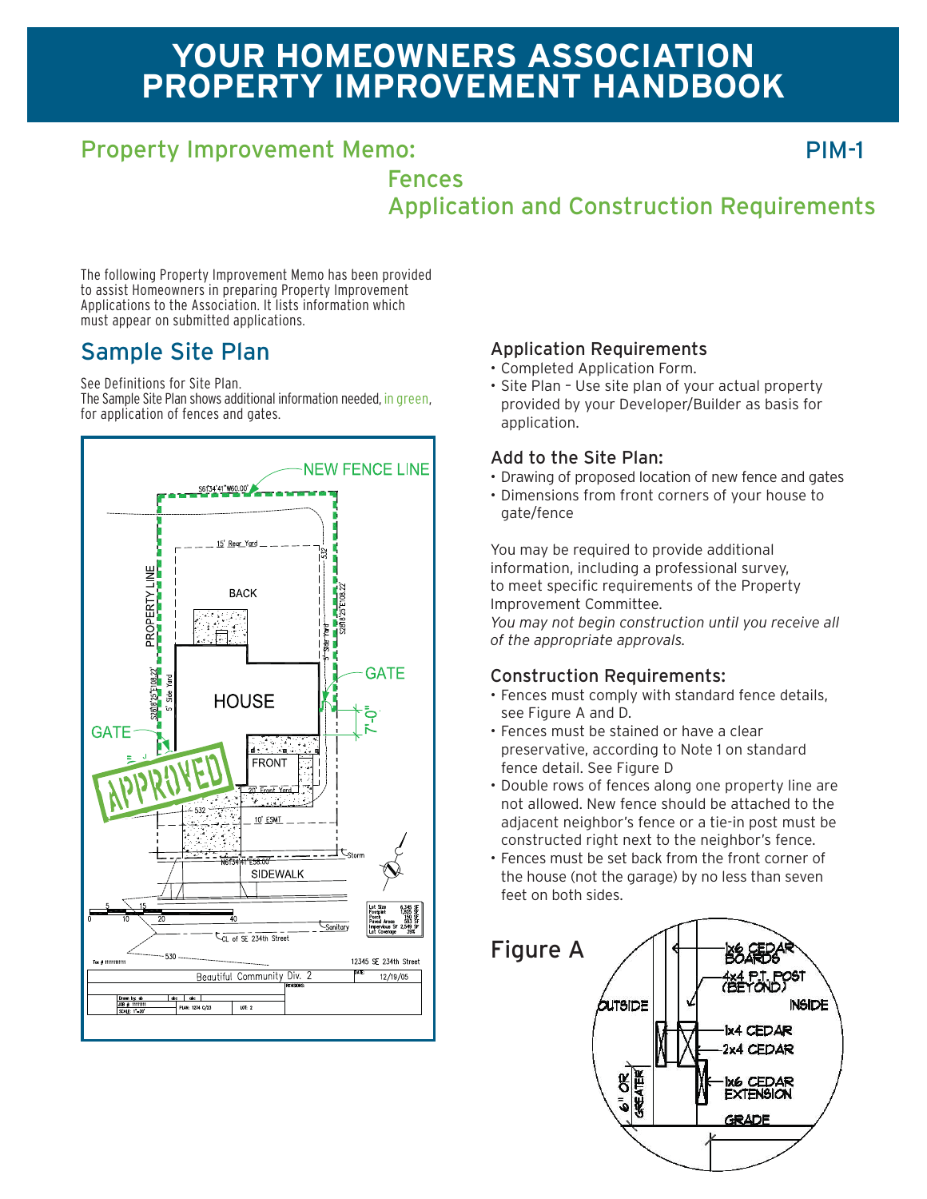# YOUR HOMEOWNERS ASSOCIATION PROPERTY IMPROVEMENT HANDBOOK

## Property Improvement Memo: PIM-1

## Fences
## Application and Construction Requirements

The following Property Improvement Memo has been provided to assist Homeowners in preparing Property Improvement Applications to the Association. It lists information which must appear on submitted applications.

## Sample Site Plan

See Definitions for Site Plan.
The Sample Site Plan shows additional information needed, in green, for application of fences and gates.

### Application Requirements

- Completed Application Form.
- Site Plan – Use site plan of your actual property provided by your Developer/Builder as basis for application.

### Add to the Site Plan:

- Drawing of proposed location of new fence and gates
- Dimensions from front corners of your house to gate/fence

You may be required to provide additional information, including a professional survey, to meet specific requirements of the Property Improvement Committee.
*You may not begin construction until you receive all of the appropriate approvals.*

### Construction Requirements:

- Fences must comply with standard fence details, see Figure A and D.
- Fences must be stained or have a clear preservative, according to Note 1 on standard fence detail. See Figure D
- Double rows of fences along one property line are not allowed. New fence should be attached to the adjacent neighbor's fence or a tie-in post must be constructed right next to the neighbor's fence.
- Fences must be set back from the front corner of the house (not the garage) by no less than seven feet on both sides.

## Figure A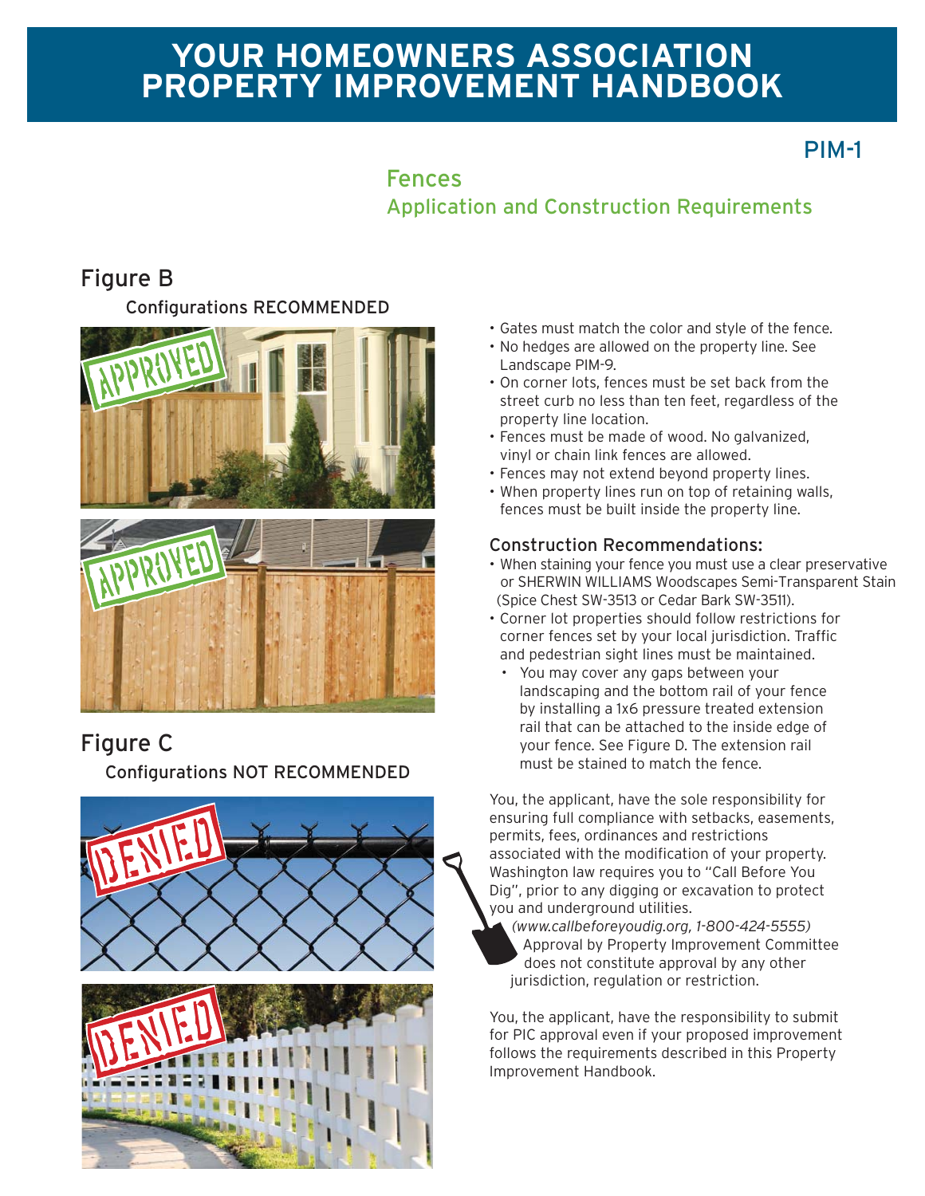# YOUR HOMEOWNERS ASSOCIATION PROPERTY IMPROVEMENT HANDBOOK

PIM-1

## Fences

### Application and Construction Requirements

## Figure B

Configurations RECOMMENDED

APPROVED

APPROVED

## Figure C

Configurations NOT RECOMMENDED

DENIED

DENIED

- Gates must match the color and style of the fence.
- No hedges are allowed on the property line. See Landscape PIM-9.
- On corner lots, fences must be set back from the street curb no less than ten feet, regardless of the property line location.
- Fences must be made of wood. No galvanized, vinyl or chain link fences are allowed.
- Fences may not extend beyond property lines.
- When property lines run on top of retaining walls, fences must be built inside the property line.

### Construction Recommendations:

- When staining your fence you must use a clear preservative or SHERWIN WILLIAMS Woodscapes Semi-Transparent Stain (Spice Chest SW-3513 or Cedar Bark SW-3511).
- Corner lot properties should follow restrictions for corner fences set by your local jurisdiction. Traffic and pedestrian sight lines must be maintained.
  - You may cover any gaps between your landscaping and the bottom rail of your fence by installing a 1x6 pressure treated extension rail that can be attached to the inside edge of your fence. See Figure D. The extension rail must be stained to match the fence.

You, the applicant, have the sole responsibility for ensuring full compliance with setbacks, easements, permits, fees, ordinances and restrictions associated with the modification of your property. Washington law requires you to "Call Before You Dig", prior to any digging or excavation to protect you and underground utilities. *(www.callbeforeyoudig.org, 1-800-424-5555)* Approval by Property Improvement Committee does not constitute approval by any other jurisdiction, regulation or restriction.

You, the applicant, have the responsibility to submit for PIC approval even if your proposed improvement follows the requirements described in this Property Improvement Handbook.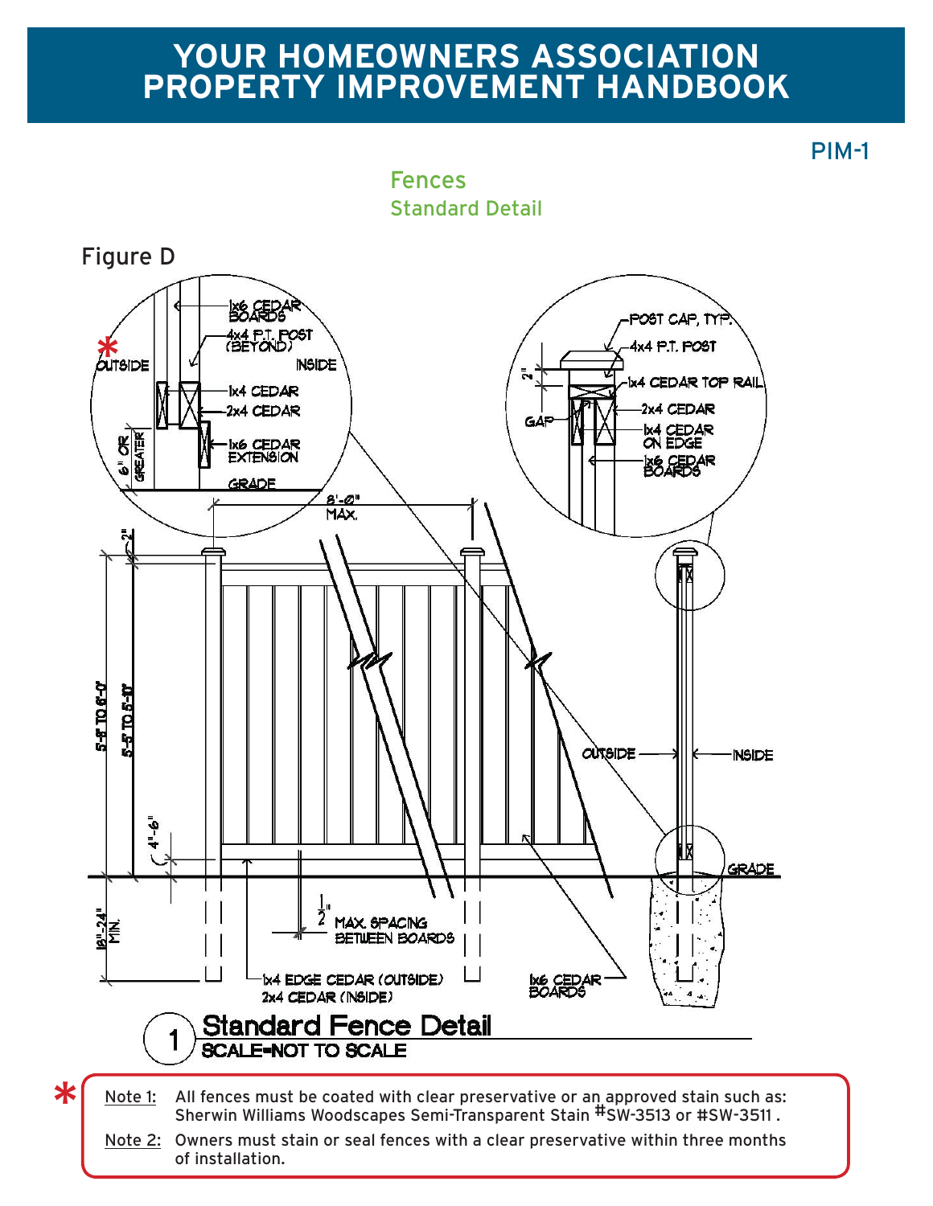# YOUR HOMEOWNERS ASSOCIATION PROPERTY IMPROVEMENT HANDBOOK

PIM-1

## Fences

### Standard Detail

Figure D

1x6 CEDAR BOARDS
4x4 P.T. POST (BEYOND)
*
OUTSIDE
INSIDE
1x4 CEDAR
2x4 CEDAR
1x6 CEDAR EXTENSION
6" OR GREATER
GRADE

POST CAP, TYP.
4x4 P.T. POST
2"
1x4 CEDAR TOP RAIL
2x4 CEDAR
GAP
1x4 CEDAR ON EDGE
1x6 CEDAR BOARDS

8'-0" MAX.
2"
5'-8" TO 6'-0"
5'-5" TO 5'-10"
4"-6"
18"-24" MIN.
1/2" MAX. SPACING BETWEEN BOARDS
1x4 EDGE CEDAR (OUTSIDE)
2x4 CEDAR (INSIDE)
1x6 CEDAR BOARDS
OUTSIDE
INSIDE
GRADE

1 Standard Fence Detail
SCALE=NOT TO SCALE

*
Note 1: All fences must be coated with clear preservative or an approved stain such as: Sherwin Williams Woodscapes Semi-Transparent Stain #SW-3513 or #SW-3511 .

Note 2: Owners must stain or seal fences with a clear preservative within three months of installation.